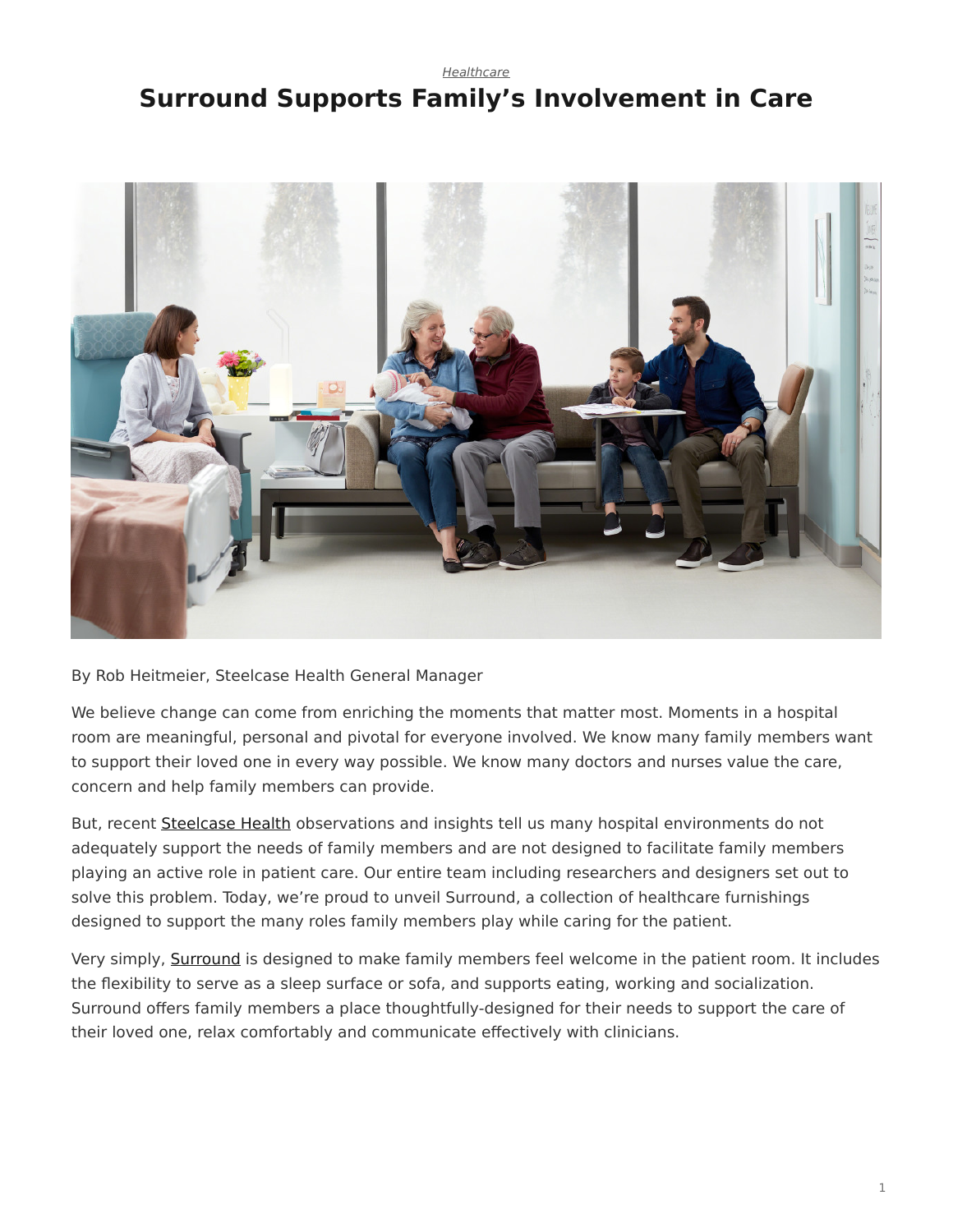*Healthcare*

# Surround Supports Family's Involvement in Care

By Rob Heitmeier, Steelcase Health General Manager

We believe change can come from enriching the moments that matter most. Moments in a hospital room are meaningful, personal and pivotal for everyone involved. We know many family members want to support their loved one in every way possible. We know many doctors and nurses value the care, concern and help family members can provide.

But, recent Steelcase Health observations and insights tell us many hospital environments do not adequately support the needs of family members and are not designed to facilitate family members playing an active role in patient care. Our entire team including researchers and designers set out to solve this problem. Today, we're proud to unveil Surround, a collection of healthcare furnishings designed to support the many roles family members play while caring for the patient.

Very simply, Surround is designed to make family members feel welcome in the patient room. It includes the flexibility to serve as a sleep surface or sofa, and supports eating, working and socialization. Surround offers family members a place thoughtfully-designed for their needs to support the care of their loved one, relax comfortably and communicate effectively with clinicians.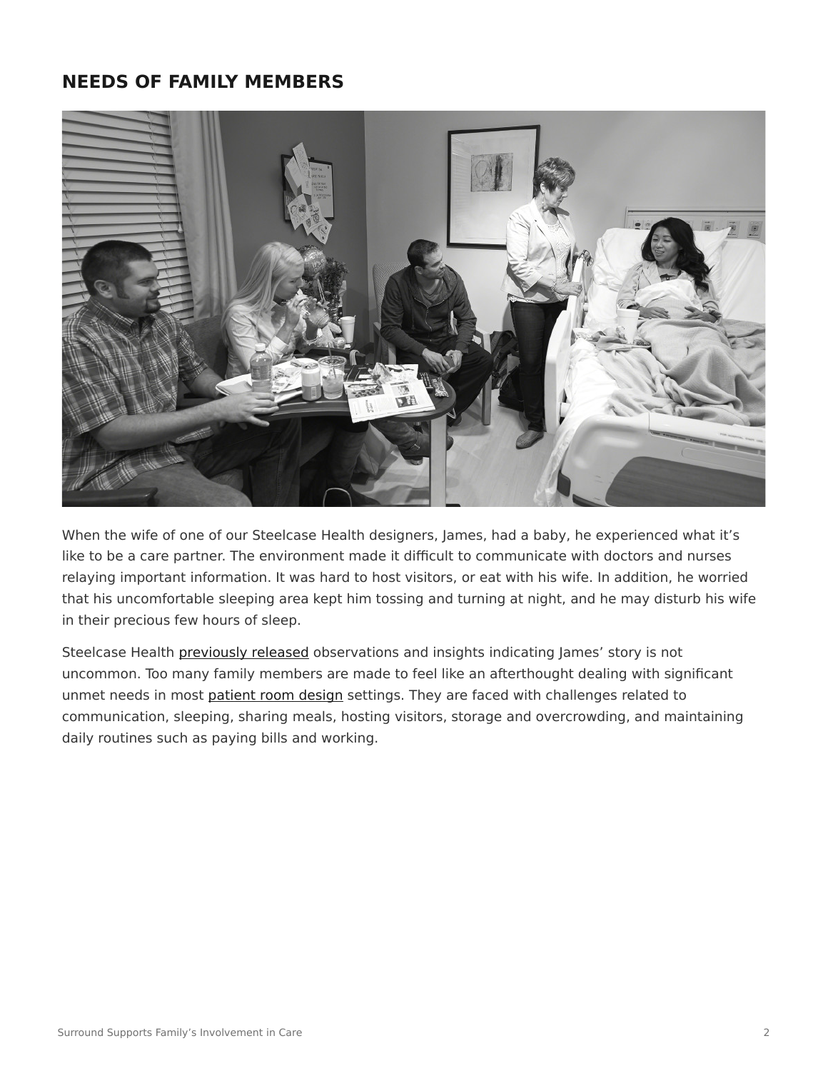## NEEDS OF FAMILY MEMBERS

When the wife of one of our Steelcase Health designers, James, had a baby, he experienced what it's like to be a care partner. The environment made it difficult to communicate with doctors and nurses relaying important information. It was hard to host visitors, or eat with his wife. In addition, he worried that his uncomfortable sleeping area kept him tossing and turning at night, and he may disturb his wife in their precious few hours of sleep.

Steelcase Health previously released observations and insights indicating James' story is not uncommon. Too many family members are made to feel like an afterthought dealing with significant unmet needs in most patient room design settings. They are faced with challenges related to communication, sleeping, sharing meals, hosting visitors, storage and overcrowding, and maintaining daily routines such as paying bills and working.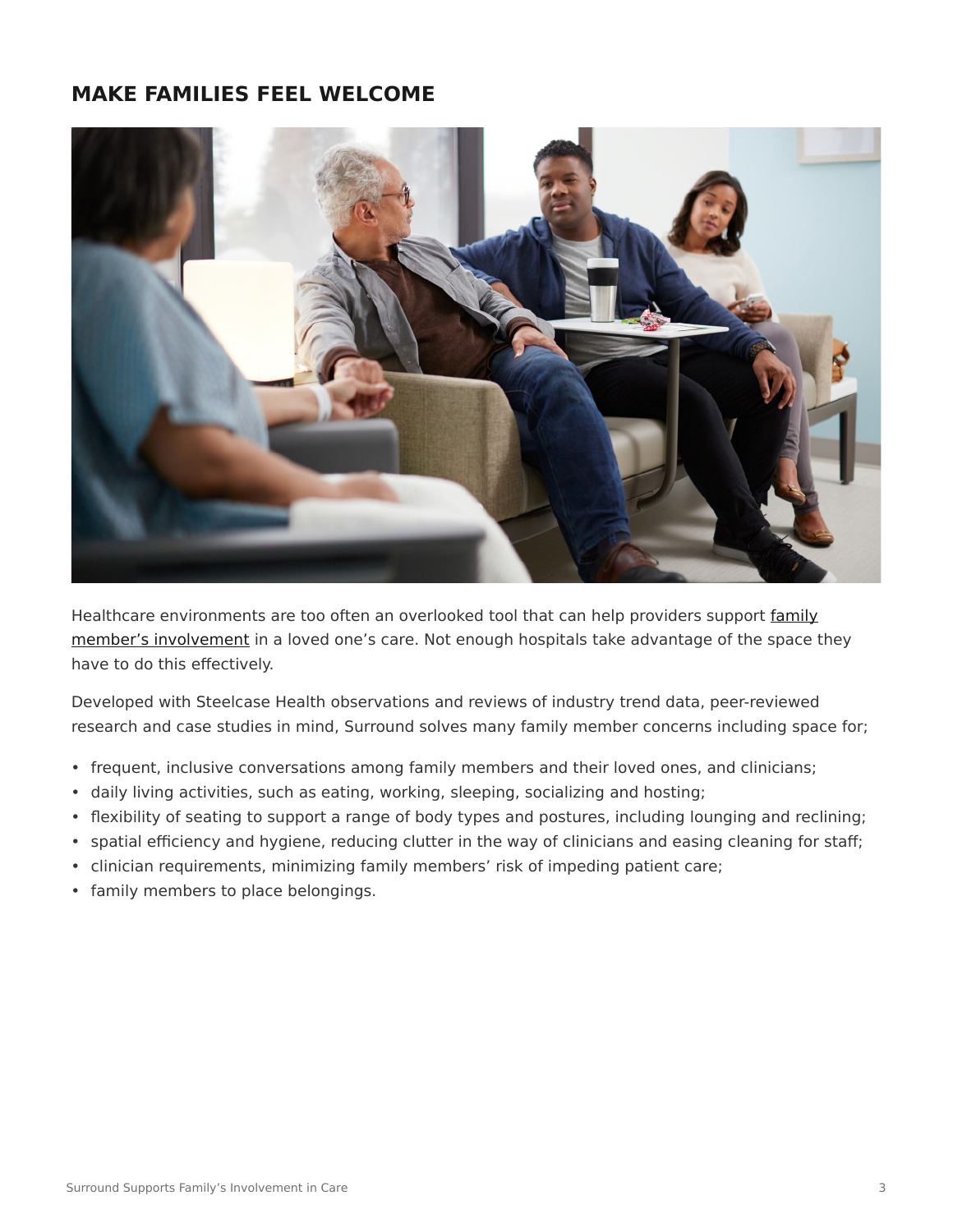## MAKE FAMILIES FEEL WELCOME

Healthcare environments are too often an overlooked tool that can help providers support family member's involvement in a loved one's care. Not enough hospitals take advantage of the space they have to do this effectively.

Developed with Steelcase Health observations and reviews of industry trend data, peer-reviewed research and case studies in mind, Surround solves many family member concerns including space for;

- frequent, inclusive conversations among family members and their loved ones, and clinicians;
- daily living activities, such as eating, working, sleeping, socializing and hosting;
- flexibility of seating to support a range of body types and postures, including lounging and reclining;
- spatial efficiency and hygiene, reducing clutter in the way of clinicians and easing cleaning for staff;
- clinician requirements, minimizing family members' risk of impeding patient care;
- family members to place belongings.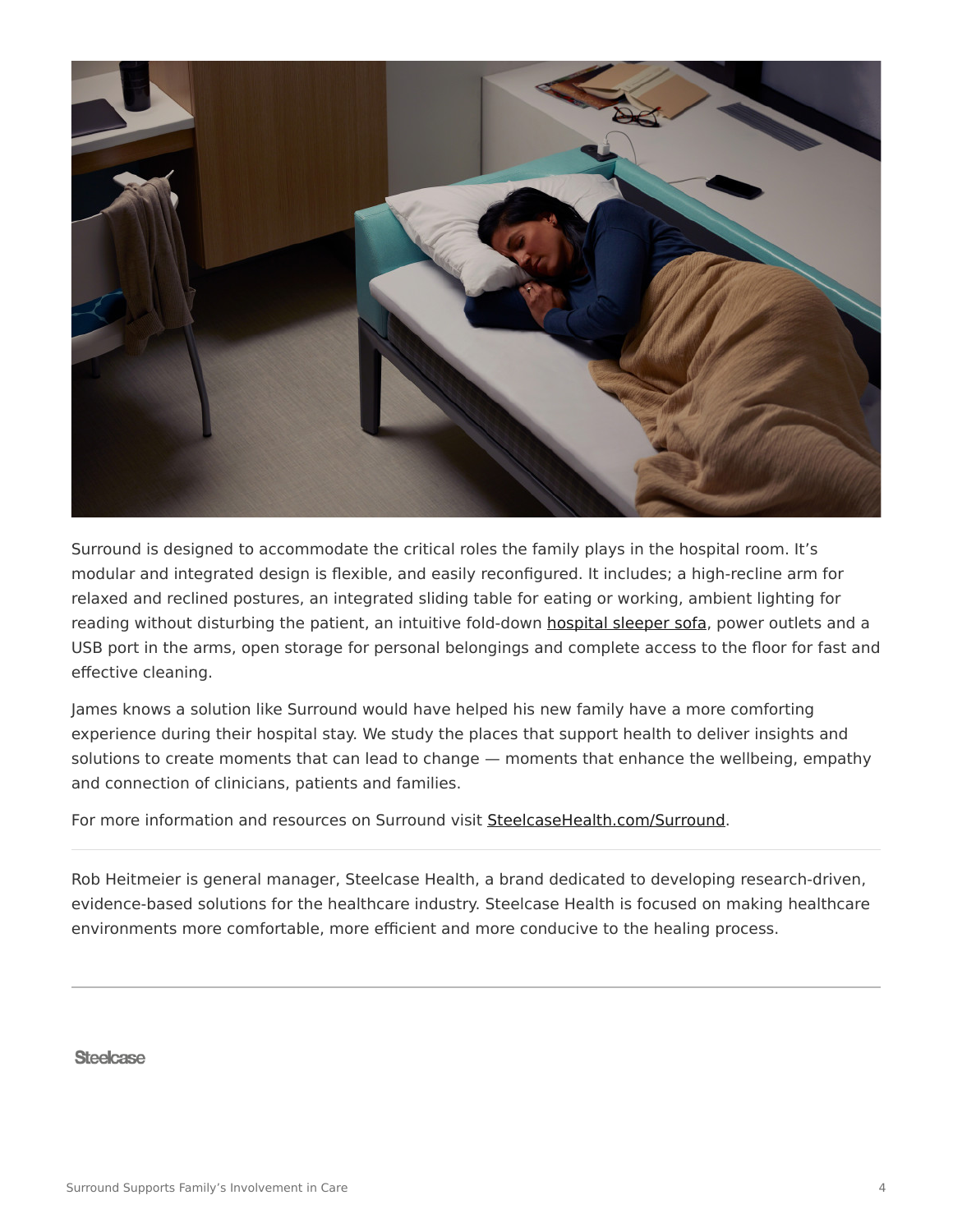Surround is designed to accommodate the critical roles the family plays in the hospital room. It's modular and integrated design is flexible, and easily reconfigured. It includes; a high-recline arm for relaxed and reclined postures, an integrated sliding table for eating or working, ambient lighting for reading without disturbing the patient, an intuitive fold-down hospital sleeper sofa, power outlets and a USB port in the arms, open storage for personal belongings and complete access to the floor for fast and effective cleaning.

James knows a solution like Surround would have helped his new family have a more comforting experience during their hospital stay. We study the places that support health to deliver insights and solutions to create moments that can lead to change — moments that enhance the wellbeing, empathy and connection of clinicians, patients and families.

For more information and resources on Surround visit SteelcaseHealth.com/Surround.

---

Rob Heitmeier is general manager, Steelcase Health, a brand dedicated to developing research-driven, evidence-based solutions for the healthcare industry. Steelcase Health is focused on making healthcare environments more comfortable, more efficient and more conducive to the healing process.

---

Steelcase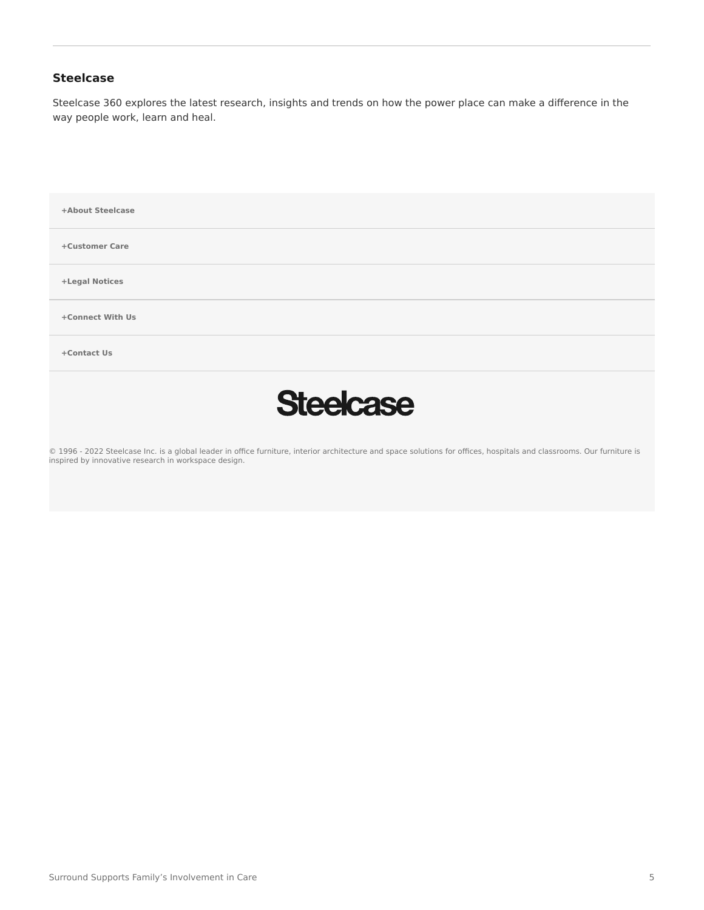### Steelcase

Steelcase 360 explores the latest research, insights and trends on how the power place can make a difference in the way people work, learn and heal.

**+About Steelcase**

**+Customer Care**

**+Legal Notices**

**+Connect With Us**

**+Contact Us**

Steelcase

© 1996 - 2022 Steelcase Inc. is a global leader in office furniture, interior architecture and space solutions for offices, hospitals and classrooms. Our furniture is inspired by innovative research in workspace design.